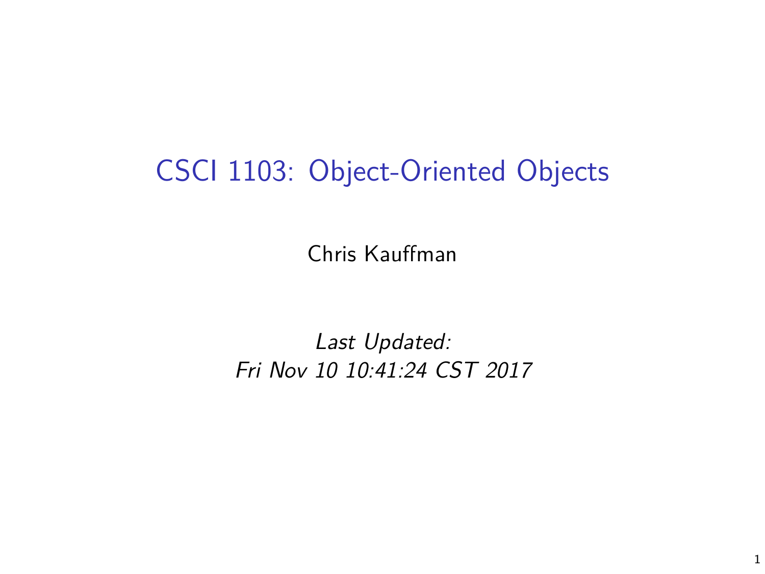# CSCI 1103: Object-Oriented Objects

Chris Kauffman

*Last Updated:*
*Fri Nov 10 10:41:24 CST 2017*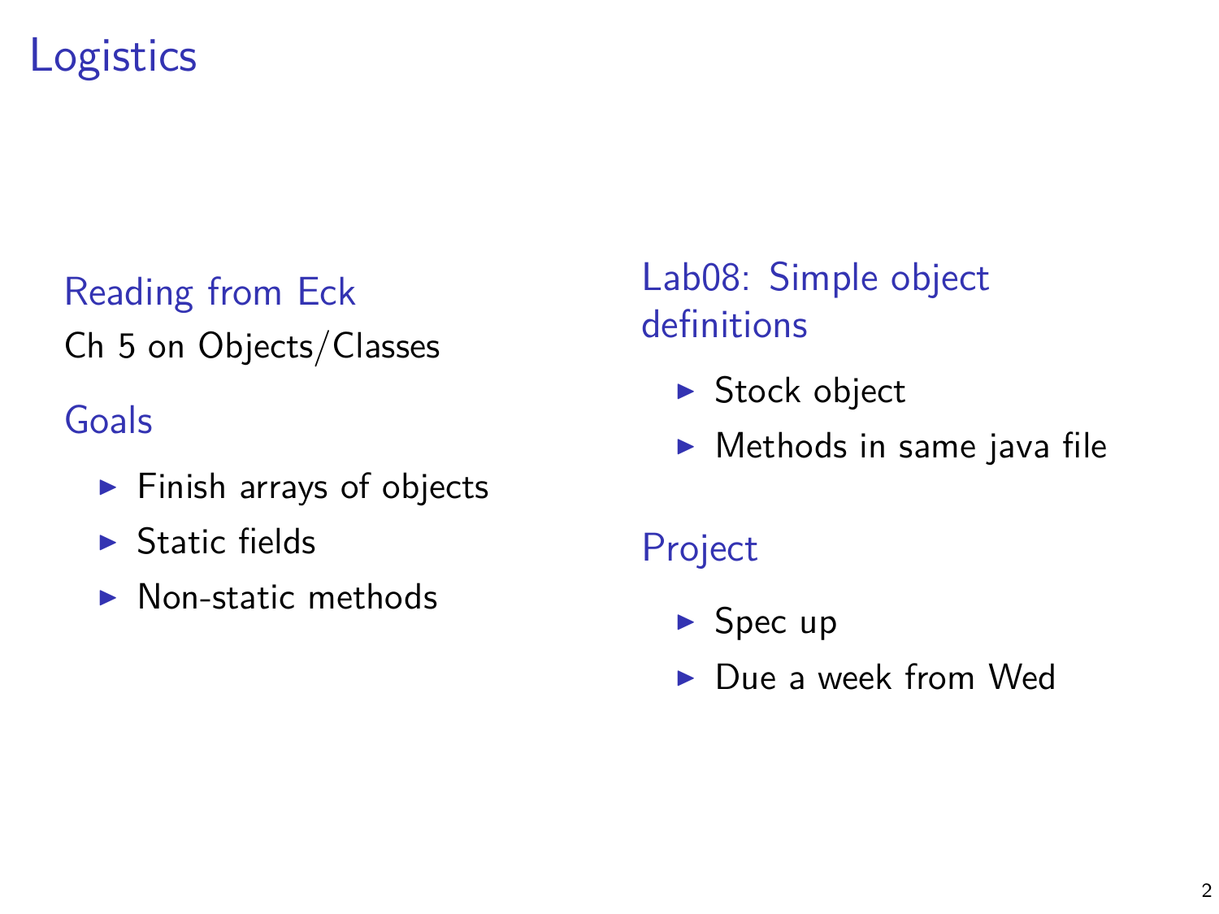# Logistics

### Reading from Eck

Ch 5 on Objects/Classes

### Goals

- Finish arrays of objects
- Static fields
- Non-static methods

### Lab08: Simple object definitions

- Stock object
- Methods in same java file

### Project

- Spec up
- Due a week from Wed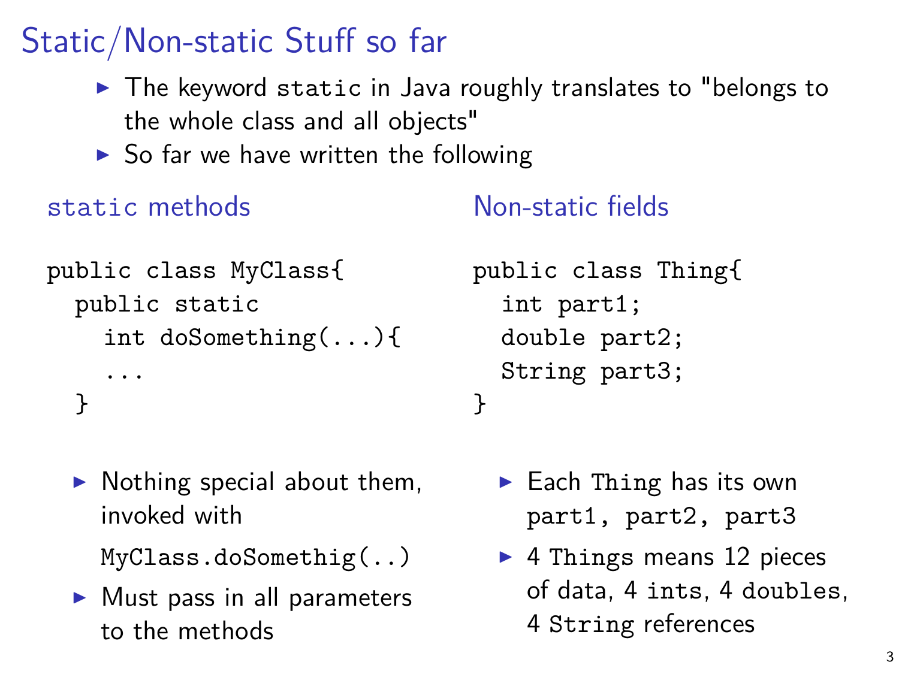# Static/Non-static Stuff so far

- The keyword `static` in Java roughly translates to "belongs to the whole class and all objects"
- So far we have written the following

### `static` methods

```
public class MyClass{
  public static
    int doSomething(...){
    ...
  }
```

- Nothing special about them, invoked with

  `MyClass.doSomethig(..)`
- Must pass in all parameters to the methods

### Non-static fields

```
public class Thing{
  int part1;
  double part2;
  String part3;
}
```

- Each `Thing` has its own `part1, part2, part3`
- 4 `Things` means 12 pieces of data, 4 `ints`, 4 `doubles`, 4 `String` references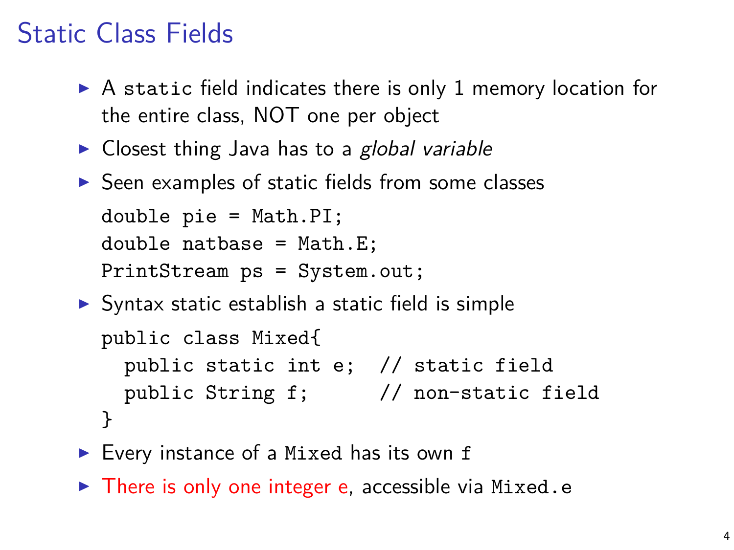# Static Class Fields

- A `static` field indicates there is only 1 memory location for the entire class, NOT one per object
- Closest thing Java has to a *global variable*
- Seen examples of static fields from some classes

```
double pie = Math.PI;
double natbase = Math.E;
PrintStream ps = System.out;
```

- Syntax static establish a static field is simple

```
public class Mixed{
  public static int e;  // static field
  public String f;      // non-static field
}
```

- Every instance of a `Mixed` has its own `f`
- There is only one integer `e`, accessible via `Mixed.e`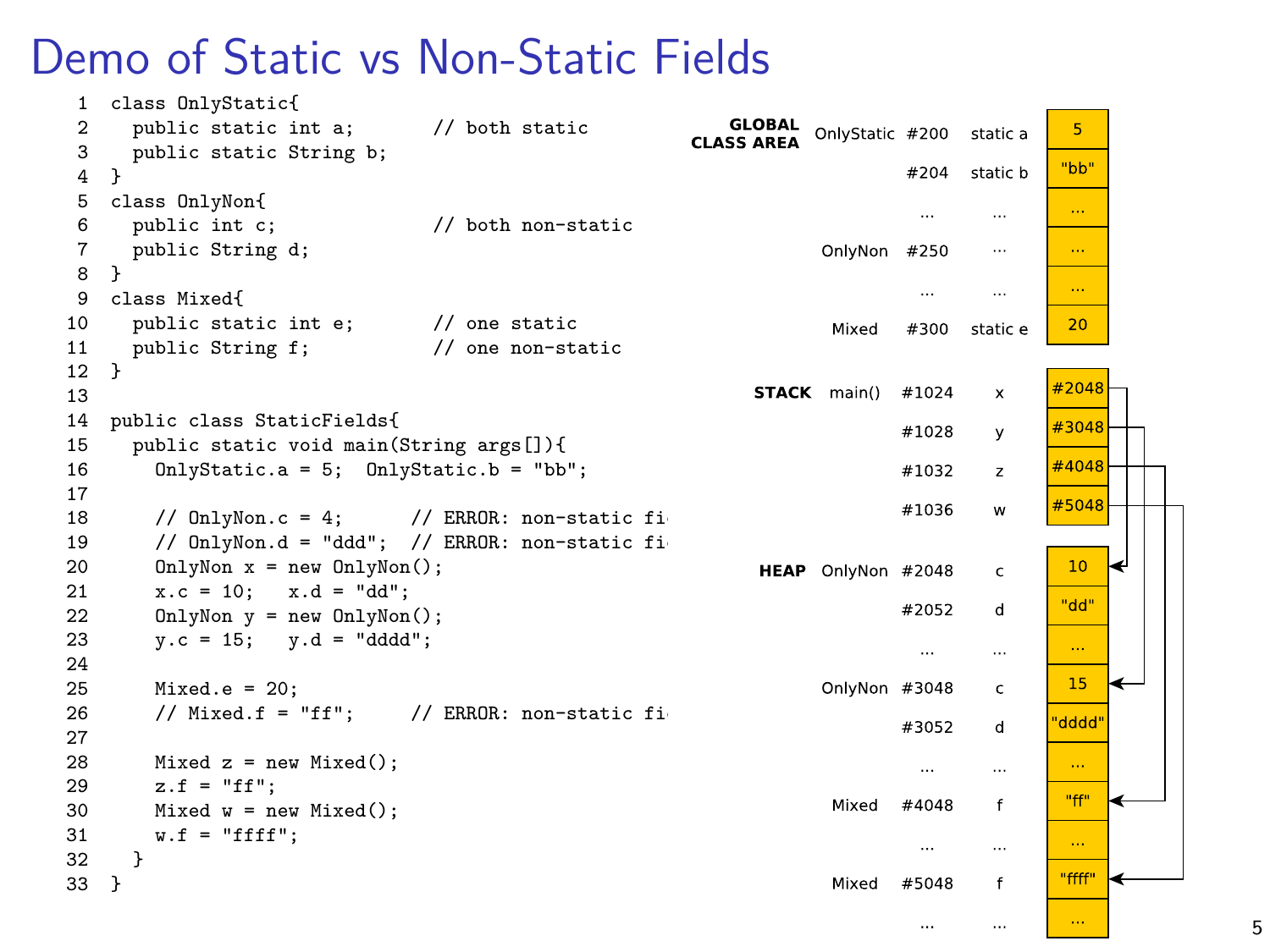# Demo of Static vs Non-Static Fields

```
 1  class OnlyStatic{
 2    public static int a;       // both static
 3    public static String b;
 4  }
 5  class OnlyNon{
 6    public int c;              // both non-static
 7    public String d;
 8  }
 9  class Mixed{
10    public static int e;       // one static
11    public String f;           // one non-static
12  }
13
14  public class StaticFields{
15    public static void main(String args[]){
16      OnlyStatic.a = 5;  OnlyStatic.b = "bb";
17
18      // OnlyNon.c = 4;      // ERROR: non-static fi
19      // OnlyNon.d = "ddd";  // ERROR: non-static fi
20      OnlyNon x = new OnlyNon();
21      x.c = 10;   x.d = "dd";
22      OnlyNon y = new OnlyNon();
23      y.c = 15;   y.d = "dddd";
24
25      Mixed.e = 20;
26      // Mixed.f = "ff";     // ERROR: non-static fi
27
28      Mixed z = new Mixed();
29      z.f = "ff";
30      Mixed w = new Mixed();
31      w.f = "ffff";
32    }
33  }
```

| Area | Class/Frame | Address | Name | Value |
|---|---|---|---|---|
| **GLOBAL CLASS AREA** | OnlyStatic | #200 | static a | 5 |
| | | #204 | static b | "bb" |
| | | ... | ... | ... |
| | OnlyNon | #250 | ... | ... |
| | | ... | ... | ... |
| | Mixed | #300 | static e | 20 |
| **STACK** | main() | #1024 | x | #2048 |
| | | #1028 | y | #3048 |
| | | #1032 | z | #4048 |
| | | #1036 | w | #5048 |
| **HEAP** | OnlyNon | #2048 | c | 10 |
| | | #2052 | d | "dd" |
| | | ... | ... | ... |
| | OnlyNon | #3048 | c | 15 |
| | | #3052 | d | "dddd" |
| | | ... | ... | ... |
| | Mixed | #4048 | f | "ff" |
| | | ... | ... | ... |
| | Mixed | #5048 | f | "ffff" |
| | | ... | ... | ... |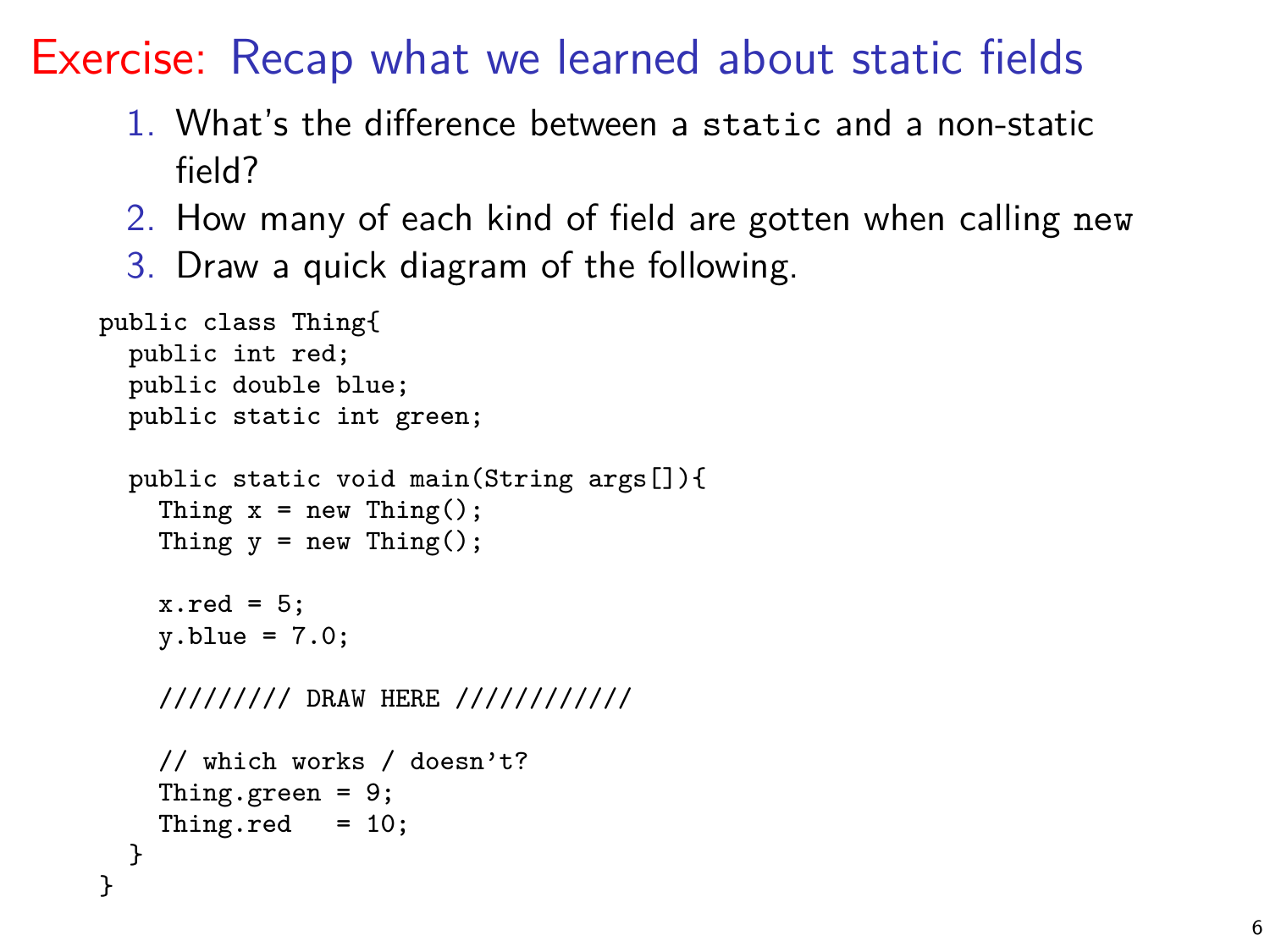# Exercise: Recap what we learned about static fields

1. What's the difference between a `static` and a non-static field?
2. How many of each kind of field are gotten when calling `new`
3. Draw a quick diagram of the following.

```
public class Thing{
  public int red;
  public double blue;
  public static int green;

  public static void main(String args[]){
    Thing x = new Thing();
    Thing y = new Thing();

    x.red = 5;
    y.blue = 7.0;

    ///////// DRAW HERE ///////////

    // which works / doesn't?
    Thing.green = 9;
    Thing.red   = 10;
  }
}
```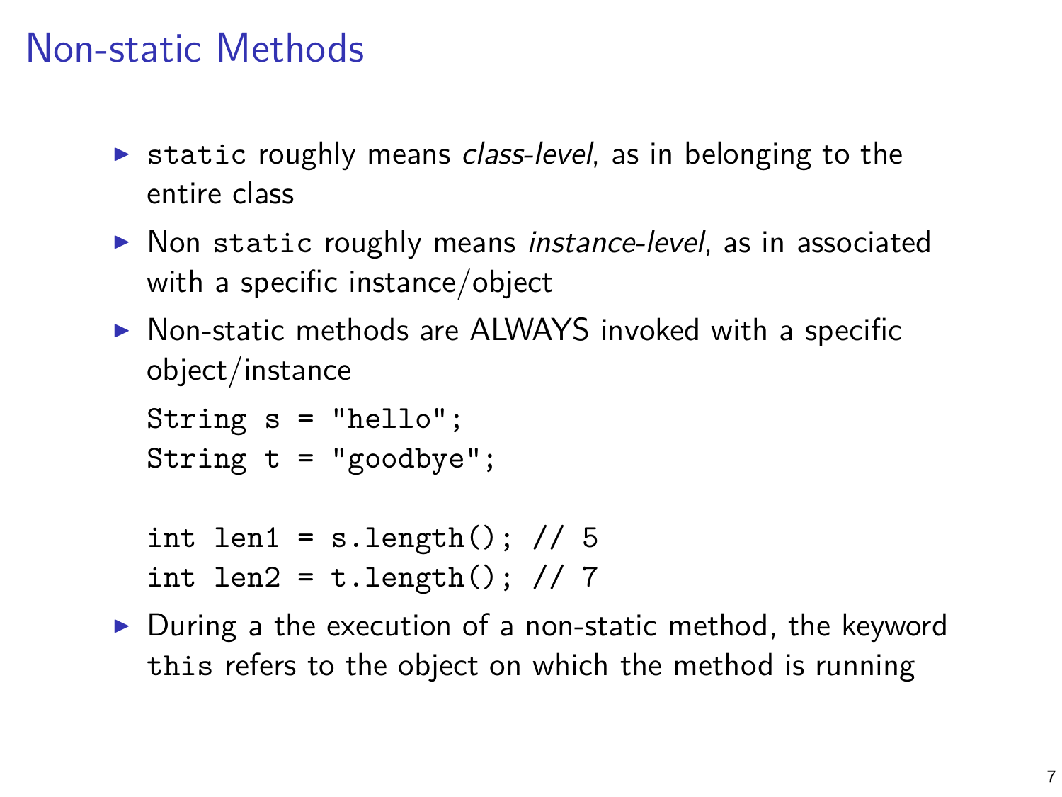# Non-static Methods

- `static` roughly means *class-level*, as in belonging to the entire class
- Non `static` roughly means *instance-level*, as in associated with a specific instance/object
- Non-static methods are ALWAYS invoked with a specific object/instance

  ```
  String s = "hello";
  String t = "goodbye";

  int len1 = s.length(); // 5
  int len2 = t.length(); // 7
  ```

- During a the execution of a non-static method, the keyword `this` refers to the object on which the method is running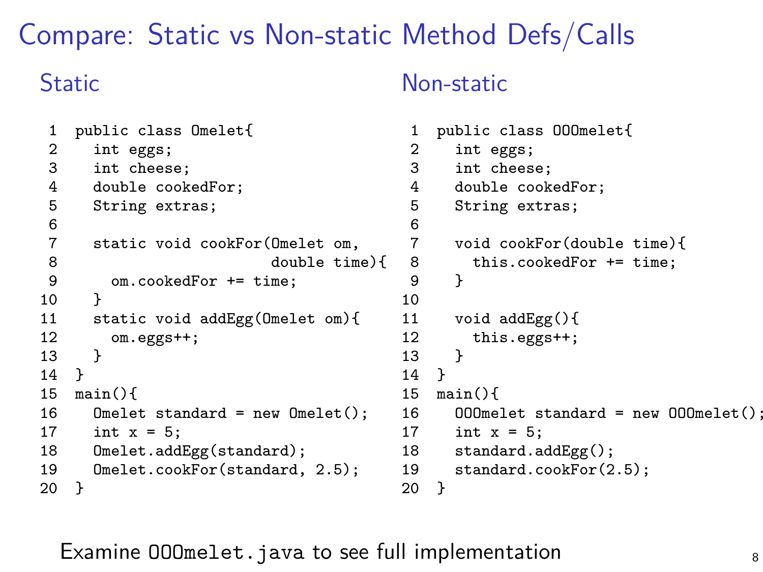# Compare: Static vs Non-static Method Defs/Calls

## Static

```
 1  public class Omelet{
 2    int eggs;
 3    int cheese;
 4    double cookedFor;
 5    String extras;
 6
 7    static void cookFor(Omelet om,
 8                        double time){
 9      om.cookedFor += time;
10    }
11    static void addEgg(Omelet om){
12      om.eggs++;
13    }
14  }
15  main(){
16    Omelet standard = new Omelet();
17    int x = 5;
18    Omelet.addEgg(standard);
19    Omelet.cookFor(standard, 2.5);
20  }
```

## Non-static

```
 1  public class OOOmelet{
 2    int eggs;
 3    int cheese;
 4    double cookedFor;
 5    String extras;
 6
 7    void cookFor(double time){
 8      this.cookedFor += time;
 9    }
10
11    void addEgg(){
12      this.eggs++;
13    }
14  }
15  main(){
16    OOOmelet standard = new OOOmelet();
17    int x = 5;
18    standard.addEgg();
19    standard.cookFor(2.5);
20  }
```

Examine `OOOmelet.java` to see full implementation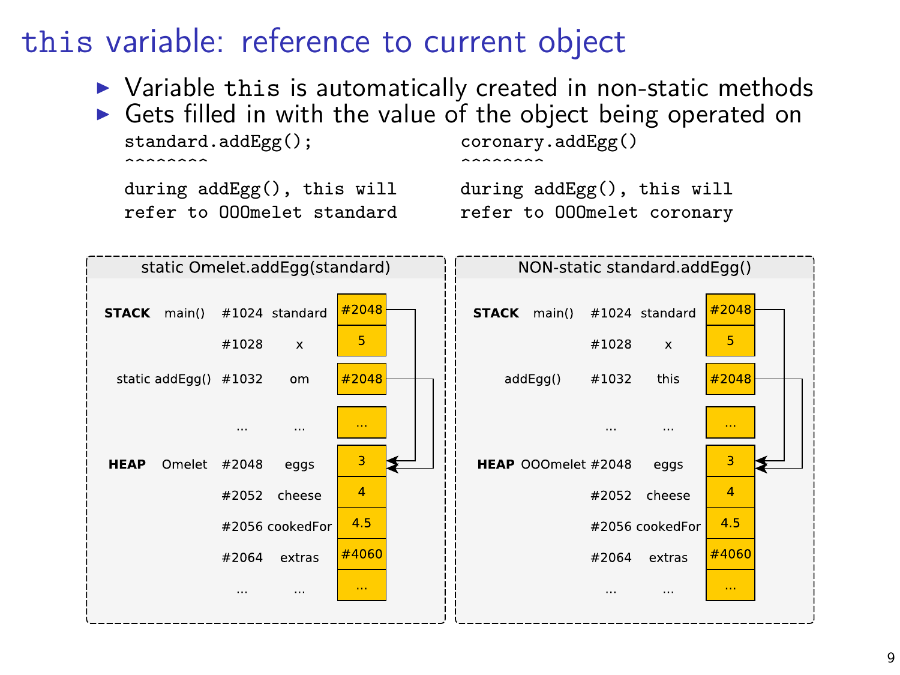# this variable: reference to current object

- Variable `this` is automatically created in non-static methods
- Gets filled in with the value of the object being operated on

```
standard.addEgg();
^^^^^^^^

during addEgg(), this will
refer to OOOmelet standard
```

```
coronary.addEgg()
^^^^^^^^

during addEgg(), this will
refer to OOOmelet coronary
```

**static Omelet.addEgg(standard)**

| | | Address | Name | Value |
|---|---|---|---|---|
| **STACK** | main() | #1024 | standard | #2048 |
| | | #1028 | x | 5 |
| | static addEgg() | #1032 | om | #2048 |
| | | ... | ... | ... |
| **HEAP** | Omelet | #2048 | eggs | 3 |
| | | #2052 | cheese | 4 |
| | | #2056 | cookedFor | 4.5 |
| | | #2064 | extras | #4060 |
| | | ... | ... | ... |

**NON-static standard.addEgg()**

| | | Address | Name | Value |
|---|---|---|---|---|
| **STACK** | main() | #1024 | standard | #2048 |
| | | #1028 | x | 5 |
| | addEgg() | #1032 | this | #2048 |
| | | ... | ... | ... |
| **HEAP** | OOOmelet | #2048 | eggs | 3 |
| | | #2052 | cheese | 4 |
| | | #2056 | cookedFor | 4.5 |
| | | #2064 | extras | #4060 |
| | | ... | ... | ... |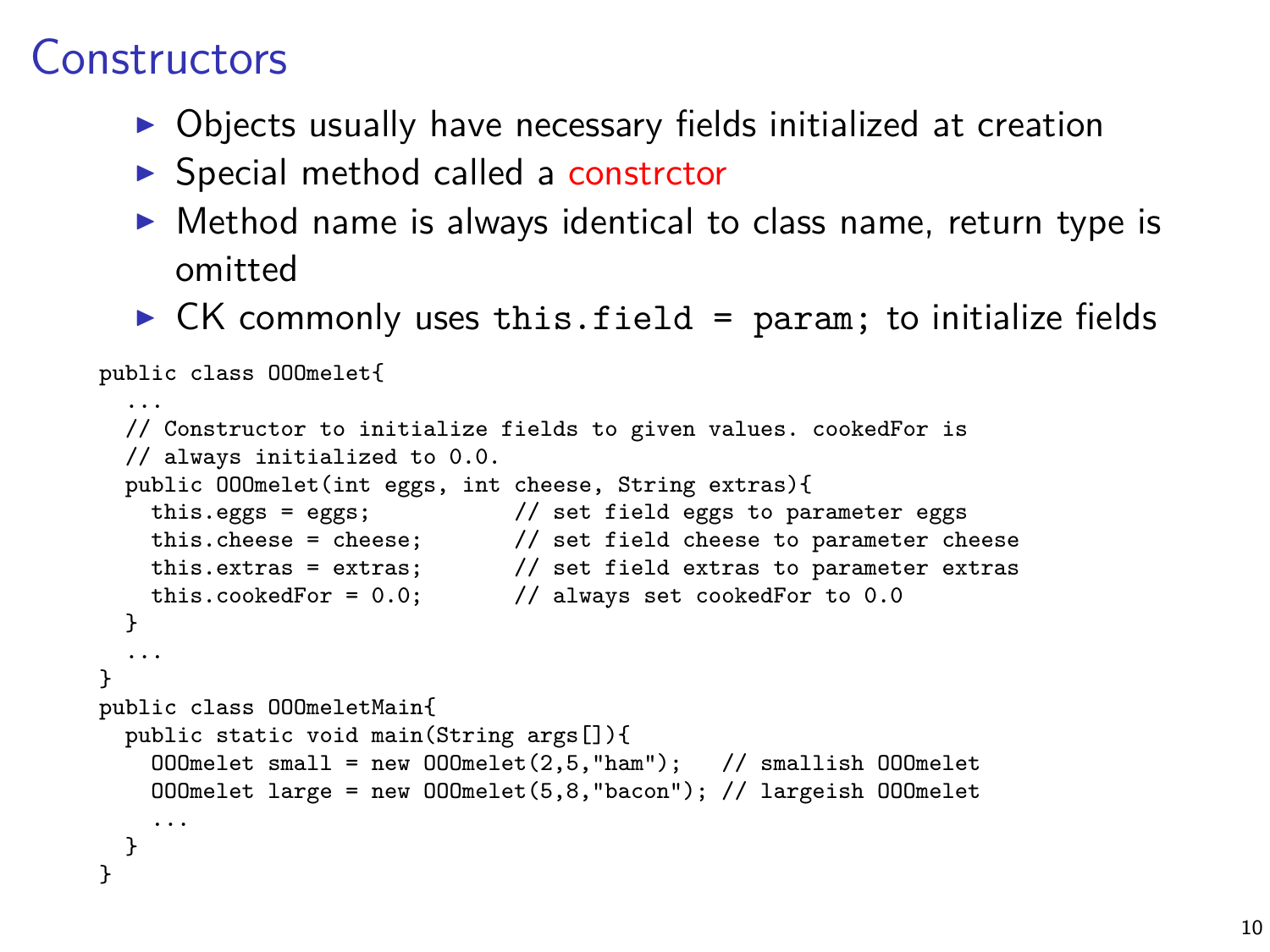# Constructors

- Objects usually have necessary fields initialized at creation
- Special method called a constrctor
- Method name is always identical to class name, return type is omitted
- CK commonly uses `this.field = param;` to initialize fields

```
public class OOMelet{
  ...
  // Constructor to initialize fields to given values. cookedFor is
  // always initialized to 0.0.
  public OOMelet(int eggs, int cheese, String extras){
    this.eggs = eggs;           // set field eggs to parameter eggs
    this.cheese = cheese;       // set field cheese to parameter cheese
    this.extras = extras;       // set field extras to parameter extras
    this.cookedFor = 0.0;       // always set cookedFor to 0.0
  }
  ...
}
public class OOMeletMain{
  public static void main(String args[]){
    OOMelet small = new OOMelet(2,5,"ham");   // smallish OOMelet
    OOMelet large = new OOMelet(5,8,"bacon"); // largeish OOMelet
    ...
  }
}
```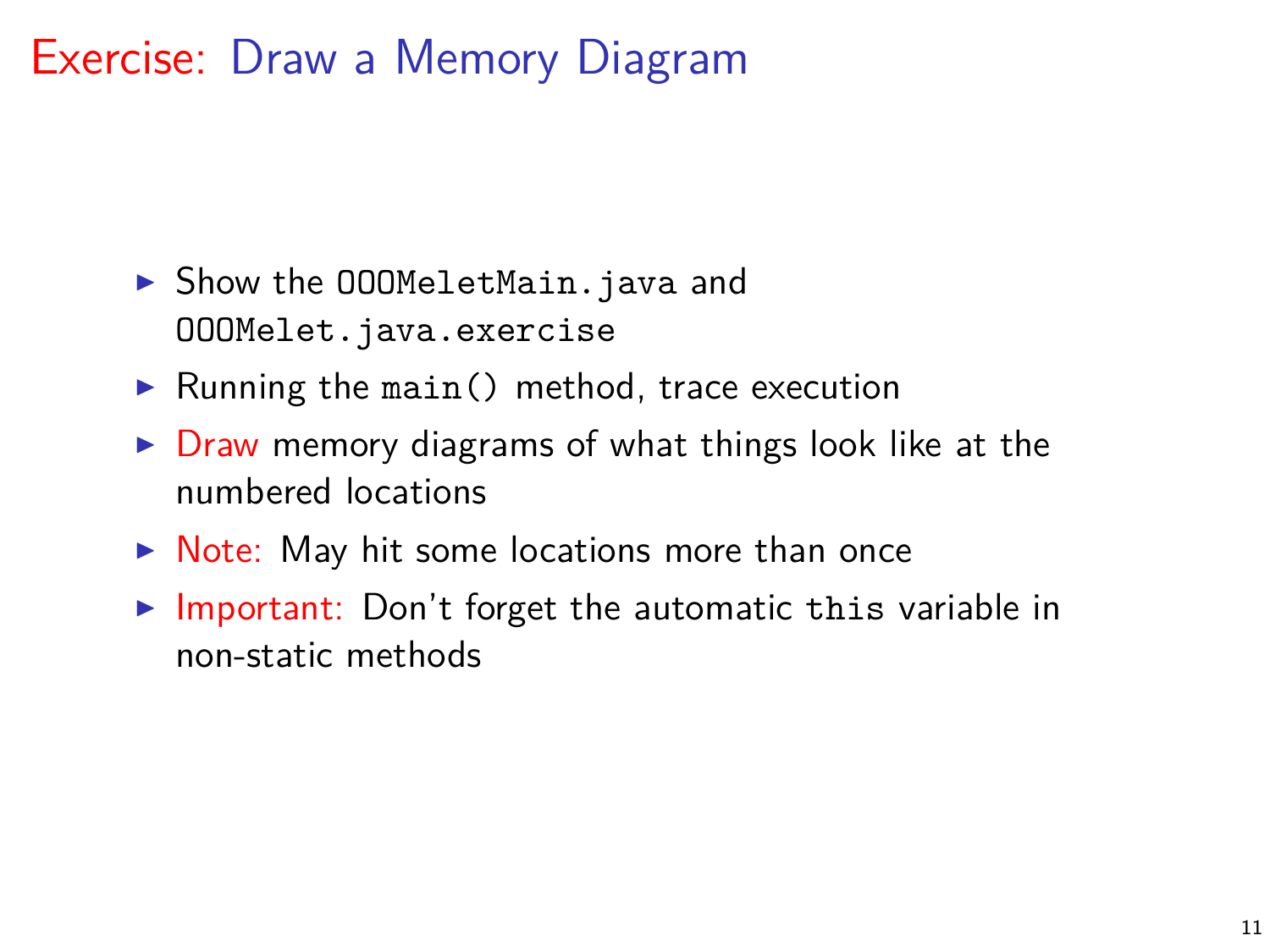# Exercise: Draw a Memory Diagram

- Show the `OOOMeletMain.java` and `OOOMelet.java.exercise`
- Running the `main()` method, trace execution
- Draw memory diagrams of what things look like at the numbered locations
- Note: May hit some locations more than once
- Important: Don't forget the automatic `this` variable in non-static methods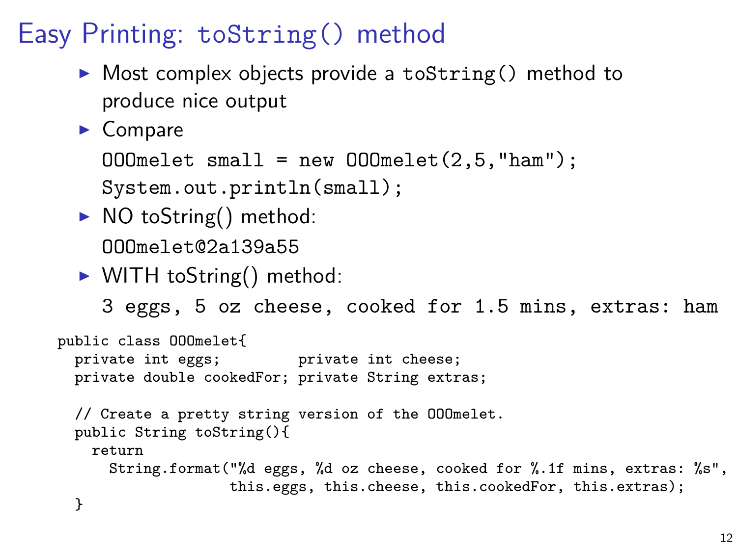# Easy Printing: toString() method

- Most complex objects provide a toString() method to produce nice output
- Compare

  ```
  OOOmelet small = new OOOmelet(2,5,"ham");
  System.out.println(small);
  ```

- NO toString() method:

  ```
  OOOmelet@2a139a55
  ```

- WITH toString() method:

  ```
  3 eggs, 5 oz cheese, cooked for 1.5 mins, extras: ham
  ```

```
public class OOOmelet{
  private int eggs;          private int cheese;
  private double cookedFor;  private String extras;

  // Create a pretty string version of the OOOmelet.
  public String toString(){
    return
      String.format("%d eggs, %d oz cheese, cooked for %.1f mins, extras: %s",
                    this.eggs, this.cheese, this.cookedFor, this.extras);
  }
```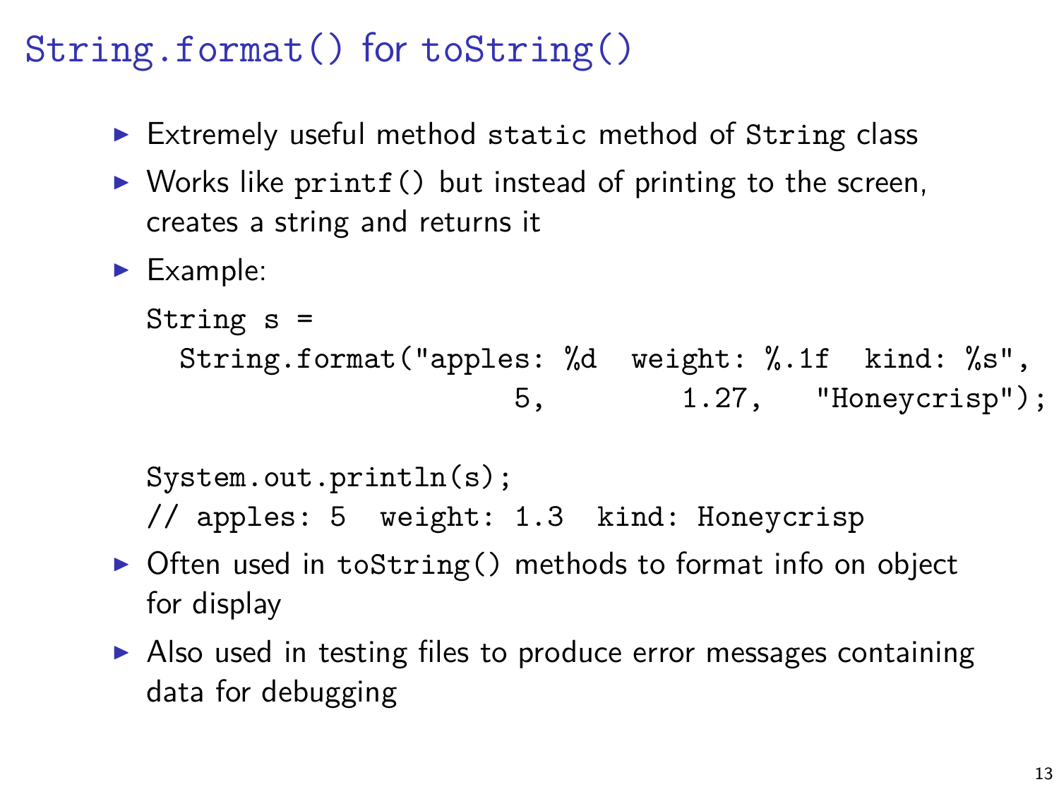# String.format() for toString()

- Extremely useful method `static` method of `String` class
- Works like `printf()` but instead of printing to the screen, creates a string and returns it
- Example:

```
String s =
  String.format("apples: %d  weight: %.1f  kind: %s",
                         5,         1.27,    "Honeycrisp");

System.out.println(s);
// apples: 5  weight: 1.3  kind: Honeycrisp
```

- Often used in `toString()` methods to format info on object for display
- Also used in testing files to produce error messages containing data for debugging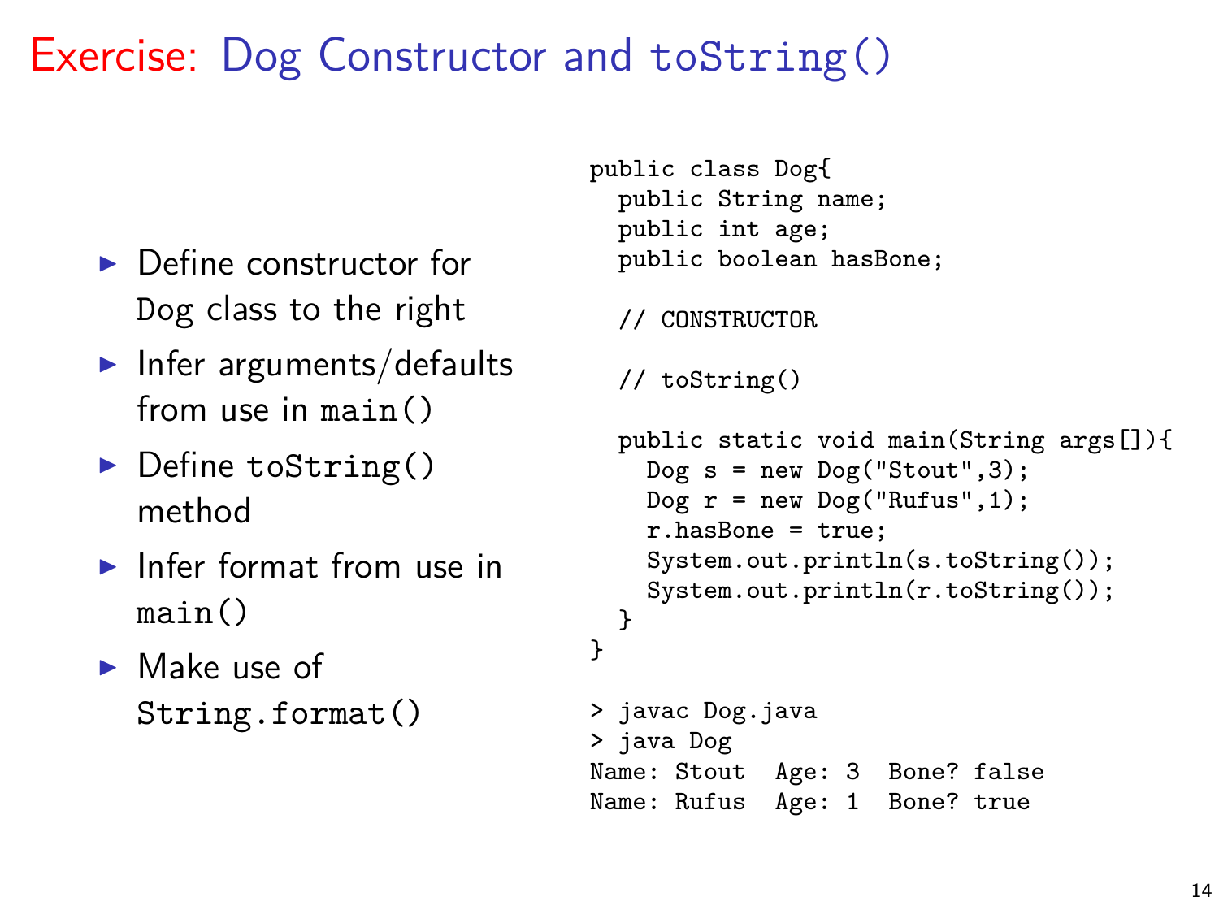# Exercise: Dog Constructor and toString()

- Define constructor for Dog class to the right
- Infer arguments/defaults from use in main()
- Define toString() method
- Infer format from use in main()
- Make use of String.format()

```
public class Dog{
  public String name;
  public int age;
  public boolean hasBone;

  // CONSTRUCTOR

  // toString()

  public static void main(String args[]){
    Dog s = new Dog("Stout",3);
    Dog r = new Dog("Rufus",1);
    r.hasBone = true;
    System.out.println(s.toString());
    System.out.println(r.toString());
  }
}
```

```
> javac Dog.java
> java Dog
Name: Stout   Age: 3   Bone? false
Name: Rufus   Age: 1   Bone? true
```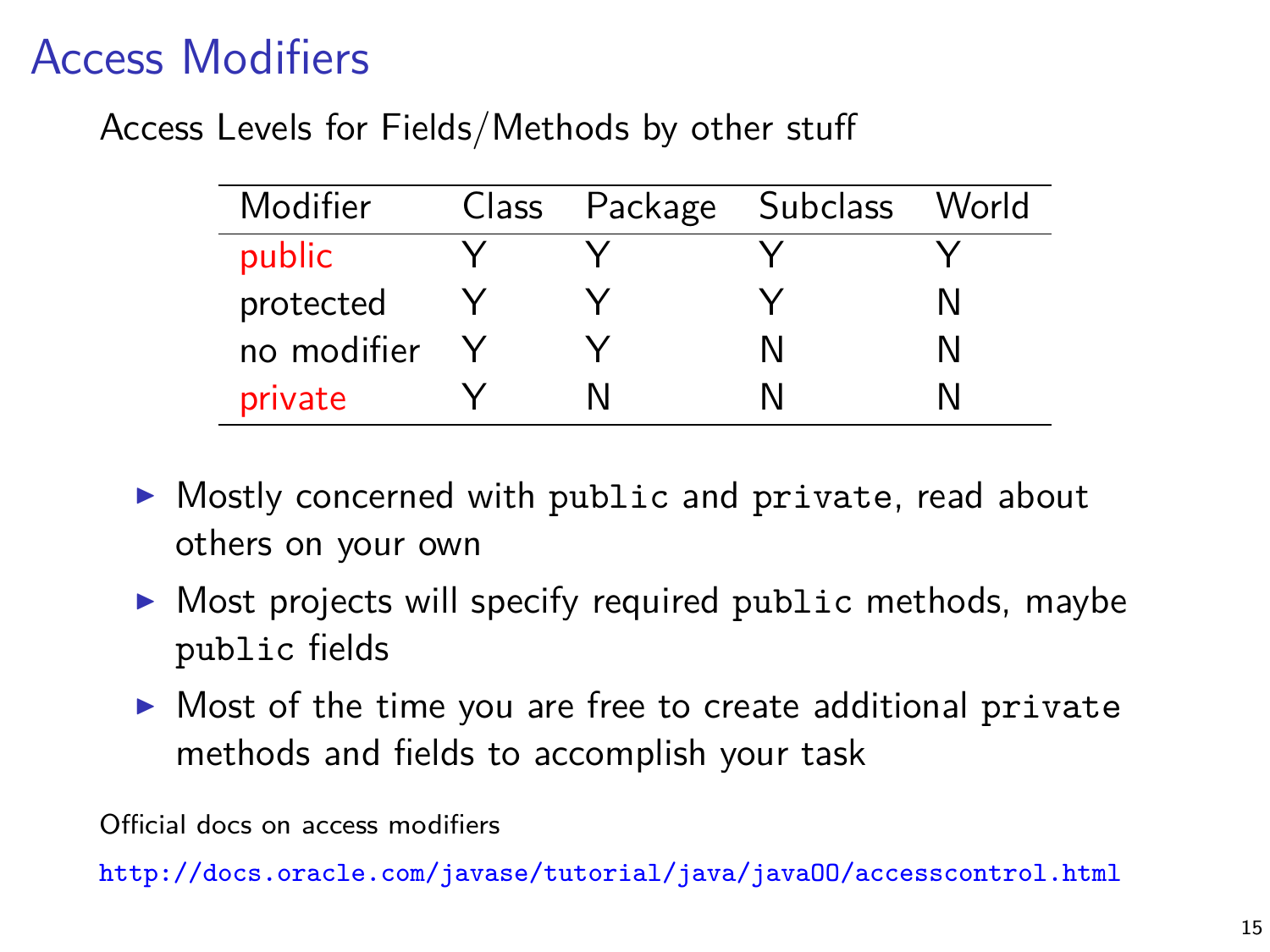# Access Modifiers

Access Levels for Fields/Methods by other stuff

| Modifier | Class | Package | Subclass | World |
|---|---|---|---|---|
| public | Y | Y | Y | Y |
| protected | Y | Y | Y | N |
| no modifier | Y | Y | N | N |
| private | Y | N | N | N |

- Mostly concerned with `public` and `private`, read about others on your own
- Most projects will specify required `public` methods, maybe `public` fields
- Most of the time you are free to create additional `private` methods and fields to accomplish your task

Official docs on access modifiers

http://docs.oracle.com/javase/tutorial/java/javaOO/accesscontrol.html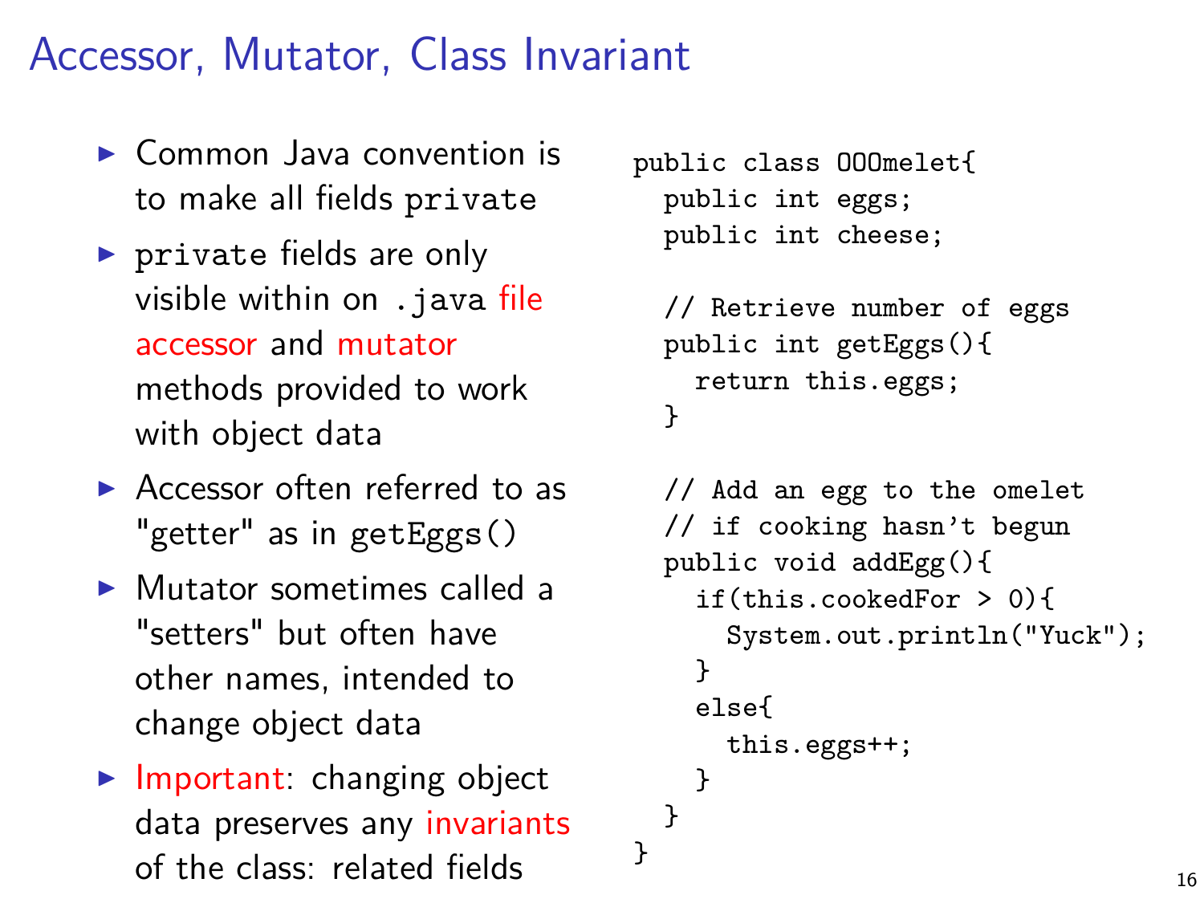# Accessor, Mutator, Class Invariant

- Common Java convention is to make all fields `private`
- `private` fields are only visible within on `.java` file accessor and mutator methods provided to work with object data
- Accessor often referred to as "getter" as in `getEggs()`
- Mutator sometimes called a "setters" but often have other names, intended to change object data
- Important: changing object data preserves any invariants of the class: related fields

```
public class OOOmelet{
  public int eggs;
  public int cheese;

  // Retrieve number of eggs
  public int getEggs(){
    return this.eggs;
  }

  // Add an egg to the omelet
  // if cooking hasn't begun
  public void addEgg(){
    if(this.cookedFor > 0){
      System.out.println("Yuck");
    }
    else{
      this.eggs++;
    }
  }
}
```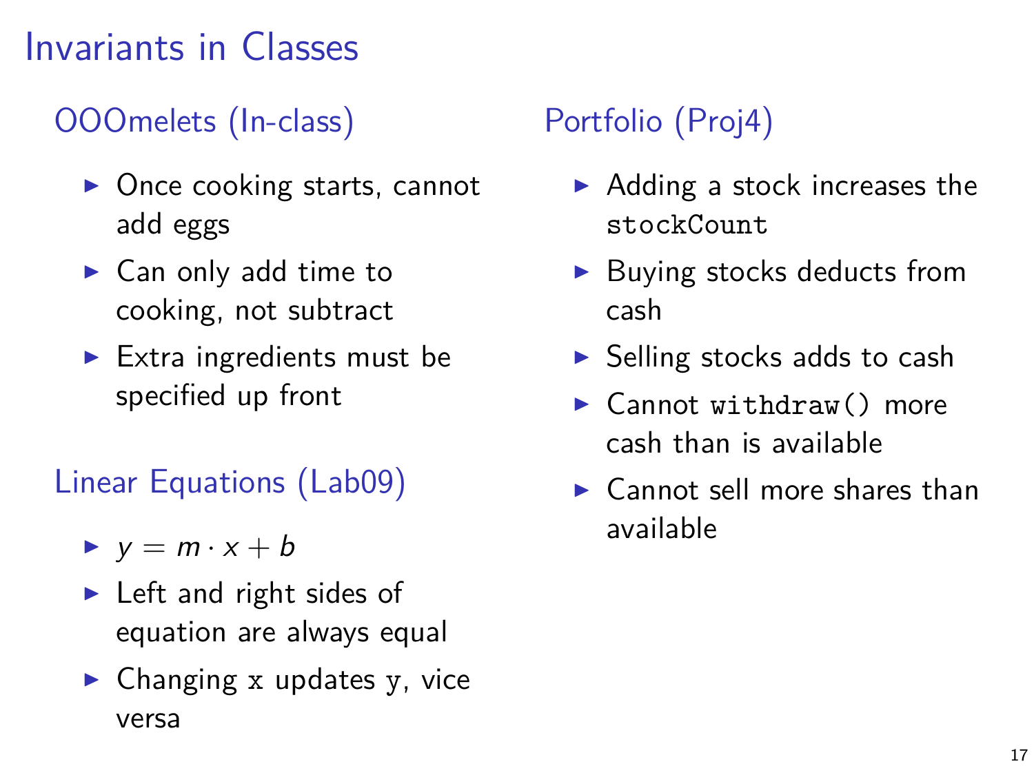# Invariants in Classes

## OOOmelets (In-class)

- Once cooking starts, cannot add eggs
- Can only add time to cooking, not subtract
- Extra ingredients must be specified up front

## Linear Equations (Lab09)

- $y = m \cdot x + b$
- Left and right sides of equation are always equal
- Changing `x` updates `y`, vice versa

## Portfolio (Proj4)

- Adding a stock increases the `stockCount`
- Buying stocks deducts from cash
- Selling stocks adds to cash
- Cannot `withdraw()` more cash than is available
- Cannot sell more shares than available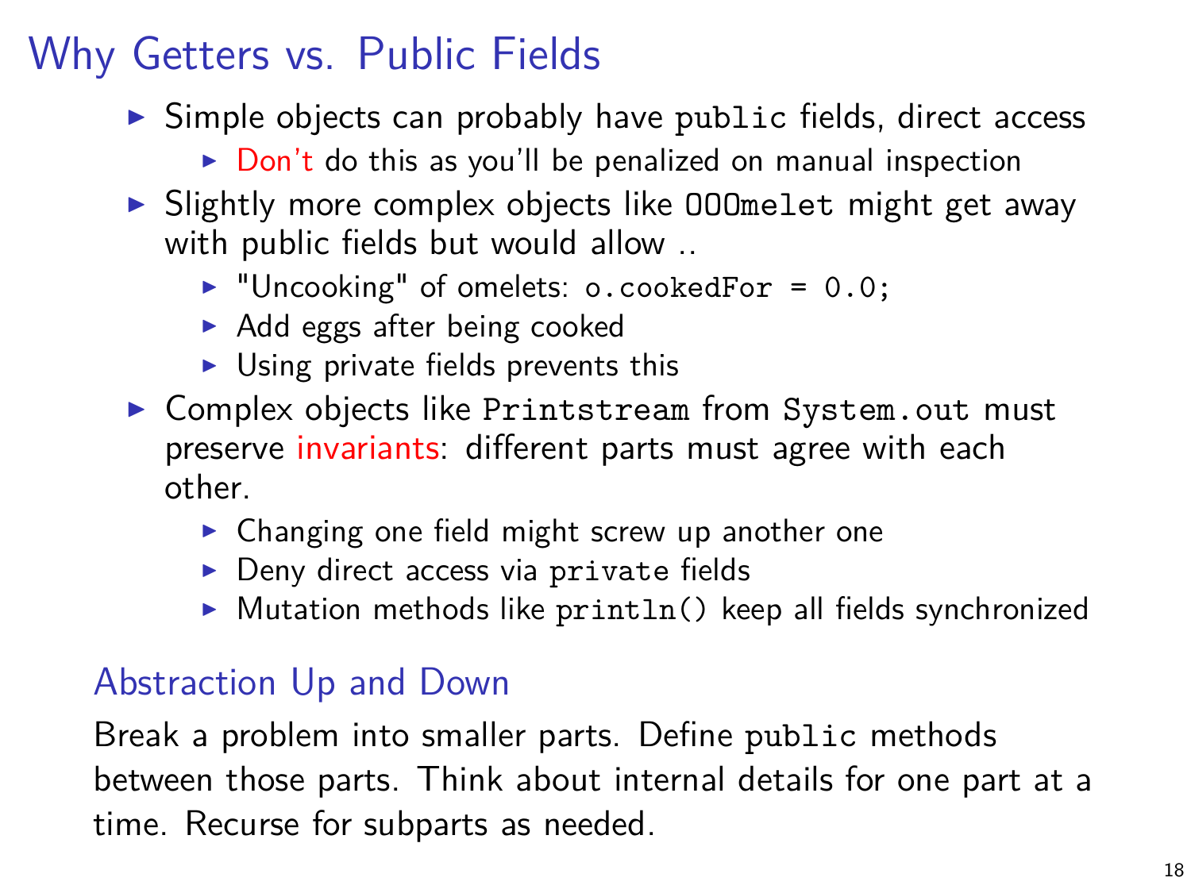# Why Getters vs. Public Fields

- Simple objects can probably have `public` fields, direct access
  - Don't do this as you'll be penalized on manual inspection
- Slightly more complex objects like `OOOmelet` might get away with public fields but would allow ..
  - "Uncooking" of omelets: `o.cookedFor = 0.0;`
  - Add eggs after being cooked
  - Using private fields prevents this
- Complex objects like `Printstream` from `System.out` must preserve invariants: different parts must agree with each other.
  - Changing one field might screw up another one
  - Deny direct access via `private` fields
  - Mutation methods like `println()` keep all fields synchronized

## Abstraction Up and Down

Break a problem into smaller parts. Define `public` methods between those parts. Think about internal details for one part at a time. Recurse for subparts as needed.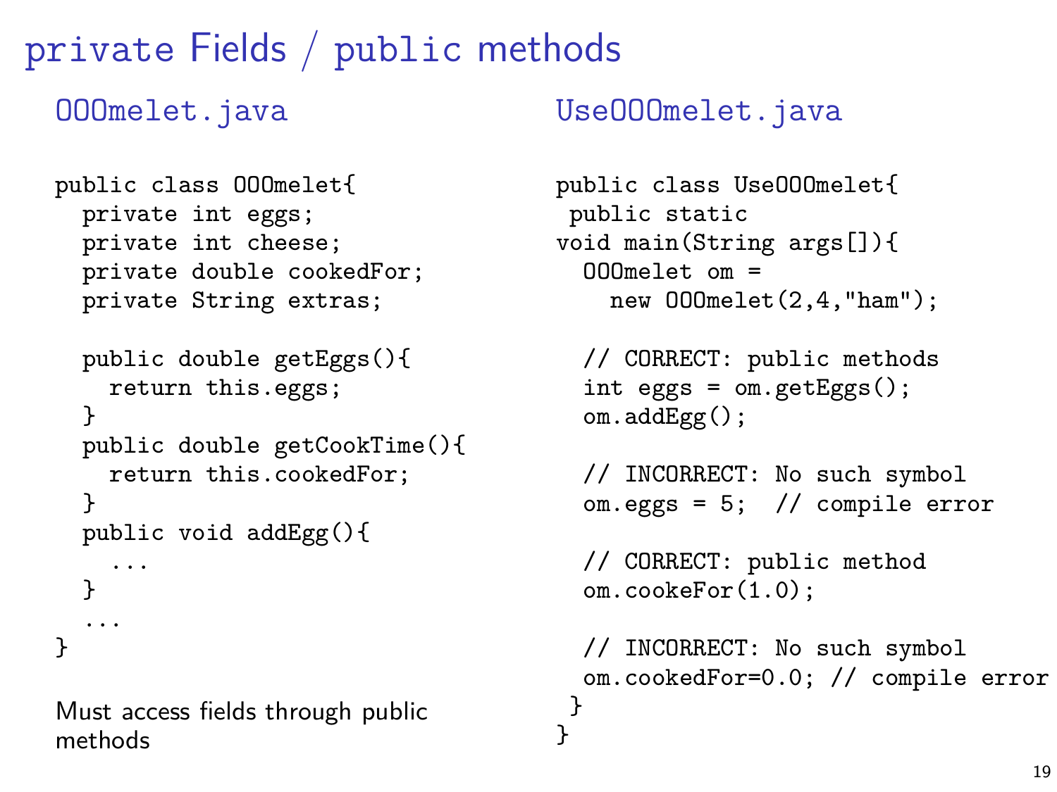# private Fields / public methods

## OOOmelet.java

```
public class OOOmelet{
  private int eggs;
  private int cheese;
  private double cookedFor;
  private String extras;

  public double getEggs(){
    return this.eggs;
  }
  public double getCookTime(){
    return this.cookedFor;
  }
  public void addEgg(){
    ...
  }
  ...
}
```

Must access fields through public methods

## UseOOOmelet.java

```
public class UseOOOmelet{
 public static
void main(String args[]){
  OOOmelet om =
    new OOOmelet(2,4,"ham");

  // CORRECT: public methods
  int eggs = om.getEggs();
  om.addEgg();

  // INCORRECT: No such symbol
  om.eggs = 5;  // compile error

  // CORRECT: public method
  om.cookeFor(1.0);

  // INCORRECT: No such symbol
  om.cookedFor=0.0; // compile error
 }
}
```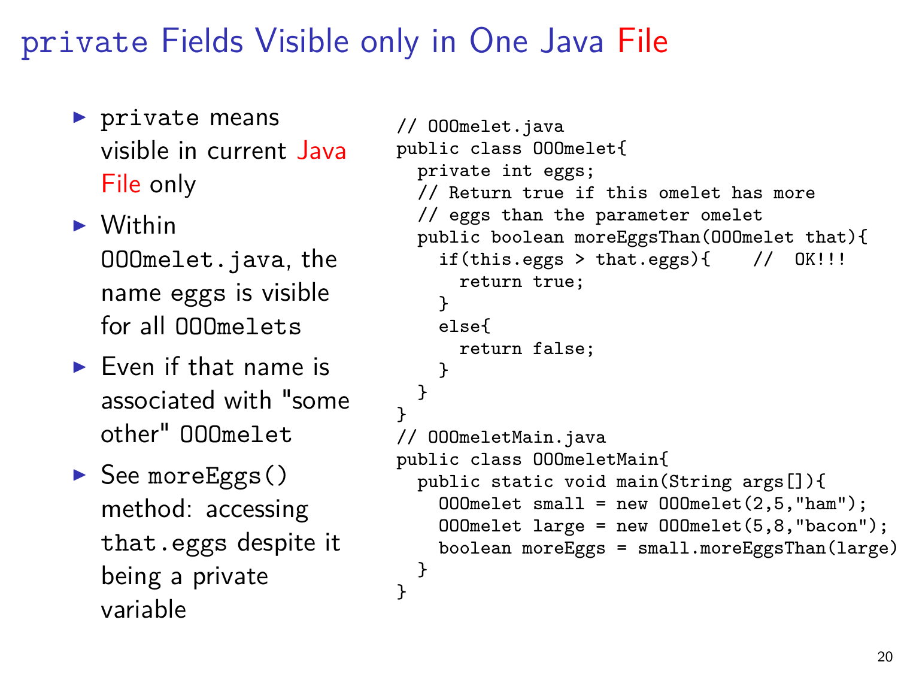# private Fields Visible only in One Java File

- private means visible in current Java File only
- Within OOOmelet.java, the name eggs is visible for all OOOmelets
- Even if that name is associated with "some other" OOOmelet
- See moreEggs() method: accessing that.eggs despite it being a private variable

```
// OOOmelet.java
public class OOOmelet{
  private int eggs;
  // Return true if this omelet has more
  // eggs than the parameter omelet
  public boolean moreEggsThan(OOOmelet that){
    if(this.eggs > that.eggs){    //  OK!!!
      return true;
    }
    else{
      return false;
    }
  }
}
// OOOmeletMain.java
public class OOOmeletMain{
  public static void main(String args[]){
    OOOmelet small = new OOOmelet(2,5,"ham");
    OOOmelet large = new OOOmelet(5,8,"bacon");
    boolean moreEggs = small.moreEggsThan(large)
  }
}
```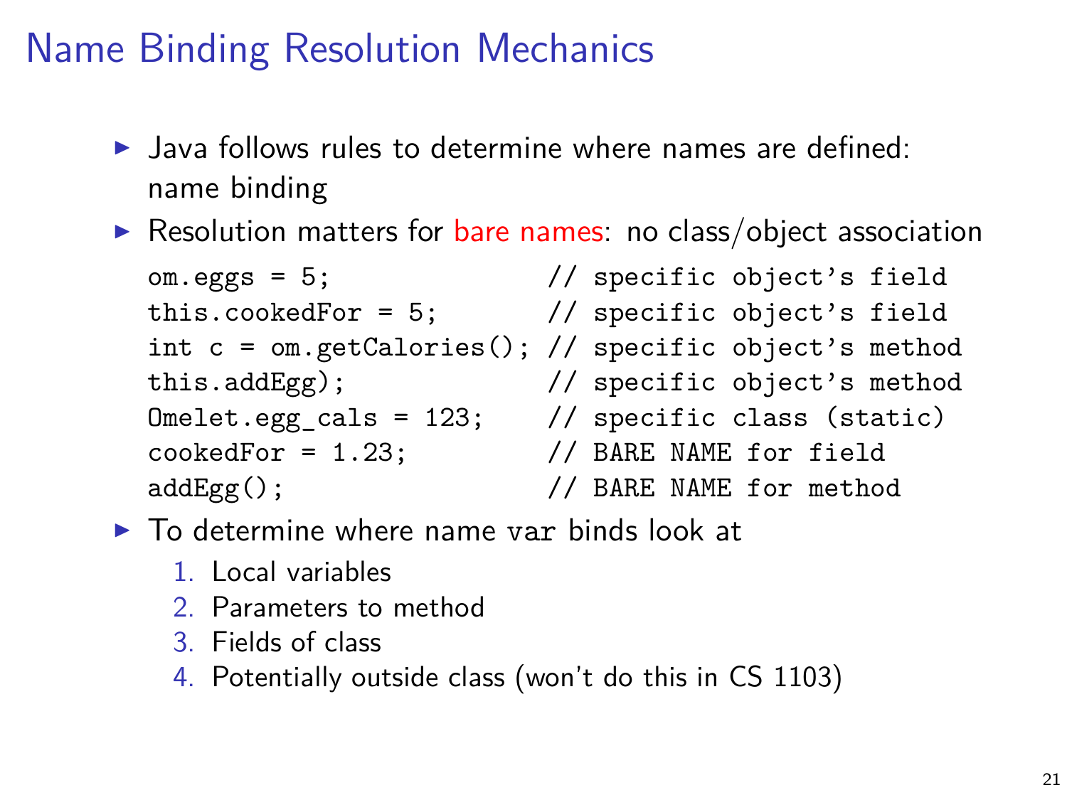# Name Binding Resolution Mechanics

- Java follows rules to determine where names are defined: name binding
- Resolution matters for bare names: no class/object association

```
om.eggs = 5;                  // specific object's field
this.cookedFor = 5;           // specific object's field
int c = om.getCalories();     // specific object's method
this.addEgg);                 // specific object's method
Omelet.egg_cals = 123;        // specific class (static)
cookedFor = 1.23;             // BARE NAME for field
addEgg();                     // BARE NAME for method
```

- To determine where name `var` binds look at
  1. Local variables
  2. Parameters to method
  3. Fields of class
  4. Potentially outside class (won't do this in CS 1103)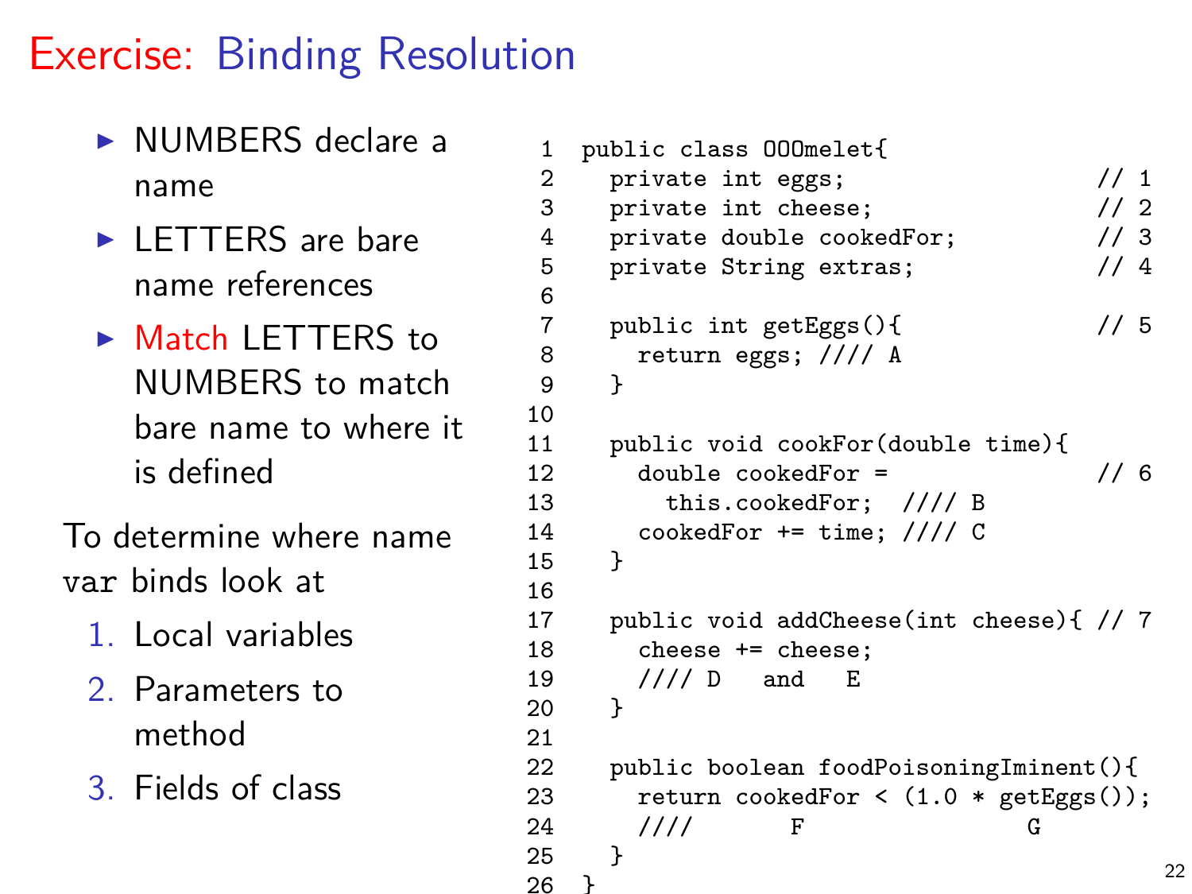# Exercise: Binding Resolution

- NUMBERS declare a name
- LETTERS are bare name references
- Match LETTERS to NUMBERS to match bare name to where it is defined

To determine where name var binds look at

1. Local variables
2. Parameters to method
3. Fields of class

```
1  public class OOOmelet{
2    private int eggs;                      // 1
3    private int cheese;                    // 2
4    private double cookedFor;              // 3
5    private String extras;                 // 4
6
7    public int getEggs(){                  // 5
8      return eggs; //// A
9    }
10
11   public void cookFor(double time){
12     double cookedFor =                   // 6
13       this.cookedFor;  //// B
14     cookedFor += time; //// C
15   }
16
17   public void addCheese(int cheese){ // 7
18     cheese += cheese;
19     //// D   and   E
20   }
21
22   public boolean foodPoisoningIminent(){
23     return cookedFor < (1.0 * getEggs());
24     ////       F                 G
25   }
26 }
```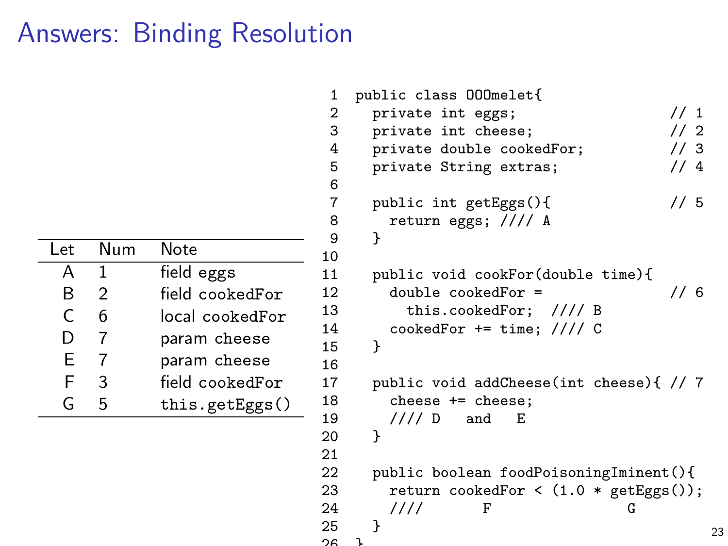# Answers: Binding Resolution

| Let | Num | Note |
|---|---|---|
| A | 1 | field eggs |
| B | 2 | field cookedFor |
| C | 6 | local cookedFor |
| D | 7 | param cheese |
| E | 7 | param cheese |
| F | 3 | field cookedFor |
| G | 5 | this.getEggs() |

```
 1  public class OOOmelet{
 2    private int eggs;                    // 1
 3    private int cheese;                  // 2
 4    private double cookedFor;            // 3
 5    private String extras;               // 4
 6
 7    public int getEggs(){                // 5
 8      return eggs; //// A
 9    }
10
11    public void cookFor(double time){
12      double cookedFor =                 // 6
13        this.cookedFor;  //// B
14      cookedFor += time; //// C
15    }
16
17    public void addCheese(int cheese){ // 7
18      cheese += cheese;
19      //// D   and   E
20    }
21
22    public boolean foodPoisoningIminent(){
23      return cookedFor < (1.0 * getEggs());
24      ////      F                 G
25    }
26  }
```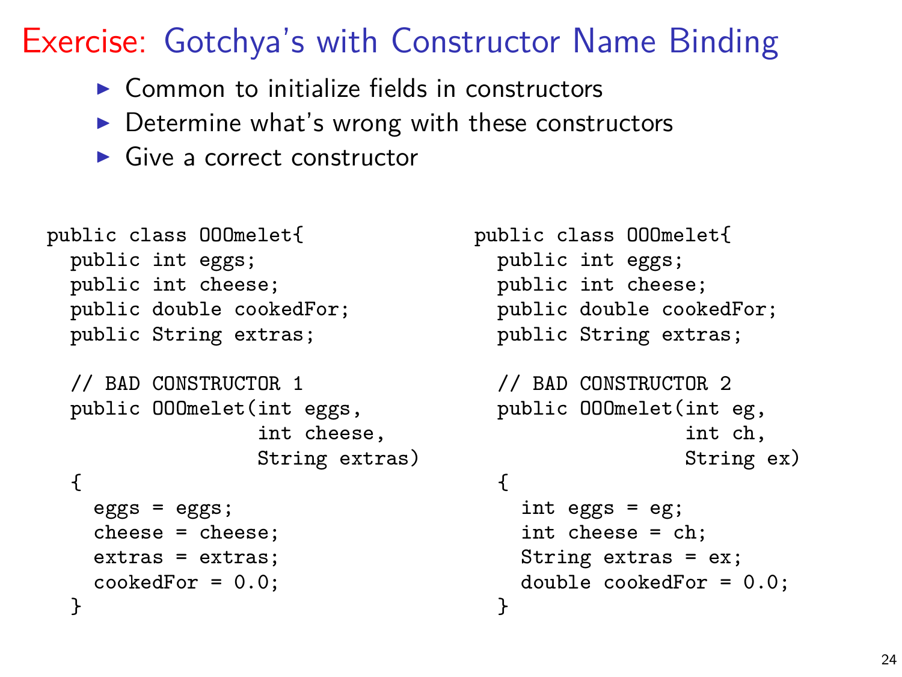# Exercise: Gotchya's with Constructor Name Binding

- Common to initialize fields in constructors
- Determine what's wrong with these constructors
- Give a correct constructor

```
public class OOOmelet{
  public int eggs;
  public int cheese;
  public double cookedFor;
  public String extras;

  // BAD CONSTRUCTOR 1
  public OOOmelet(int eggs,
                  int cheese,
                  String extras)
  {
    eggs = eggs;
    cheese = cheese;
    extras = extras;
    cookedFor = 0.0;
  }
```

```
public class OOOmelet{
  public int eggs;
  public int cheese;
  public double cookedFor;
  public String extras;

  // BAD CONSTRUCTOR 2
  public OOOmelet(int eg,
                  int ch,
                  String ex)
  {
    int eggs = eg;
    int cheese = ch;
    String extras = ex;
    double cookedFor = 0.0;
  }
```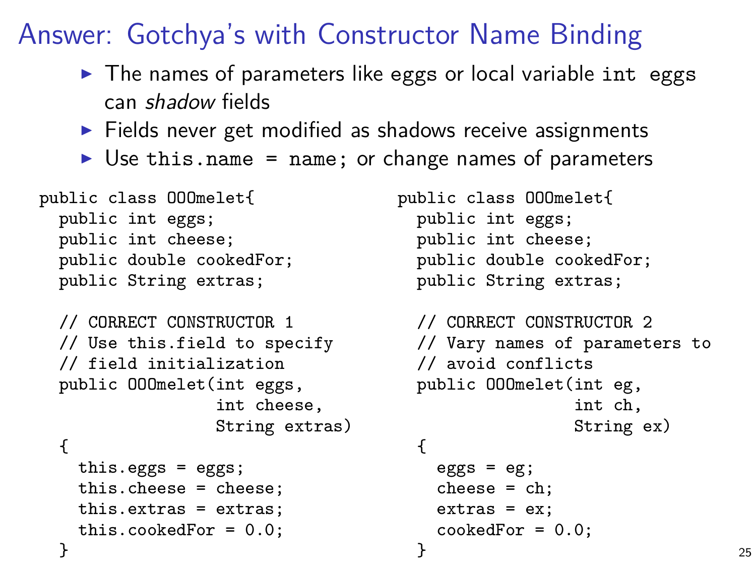# Answer: Gotchya's with Constructor Name Binding

- The names of parameters like eggs or local variable `int eggs` can *shadow* fields
- Fields never get modified as shadows receive assignments
- Use `this.name = name;` or change names of parameters

```java
public class OOOmelet{
  public int eggs;
  public int cheese;
  public double cookedFor;
  public String extras;

  // CORRECT CONSTRUCTOR 1
  // Use this.field to specify
  // field initialization
  public OOOmelet(int eggs,
                  int cheese,
                  String extras)
  {
    this.eggs = eggs;
    this.cheese = cheese;
    this.extras = extras;
    this.cookedFor = 0.0;
  }
```

```java
public class OOOmelet{
  public int eggs;
  public int cheese;
  public double cookedFor;
  public String extras;

  // CORRECT CONSTRUCTOR 2
  // Vary names of parameters to
  // avoid conflicts
  public OOOmelet(int eg,
                  int ch,
                  String ex)
  {
    eggs = eg;
    cheese = ch;
    extras = ex;
    cookedFor = 0.0;
  }
```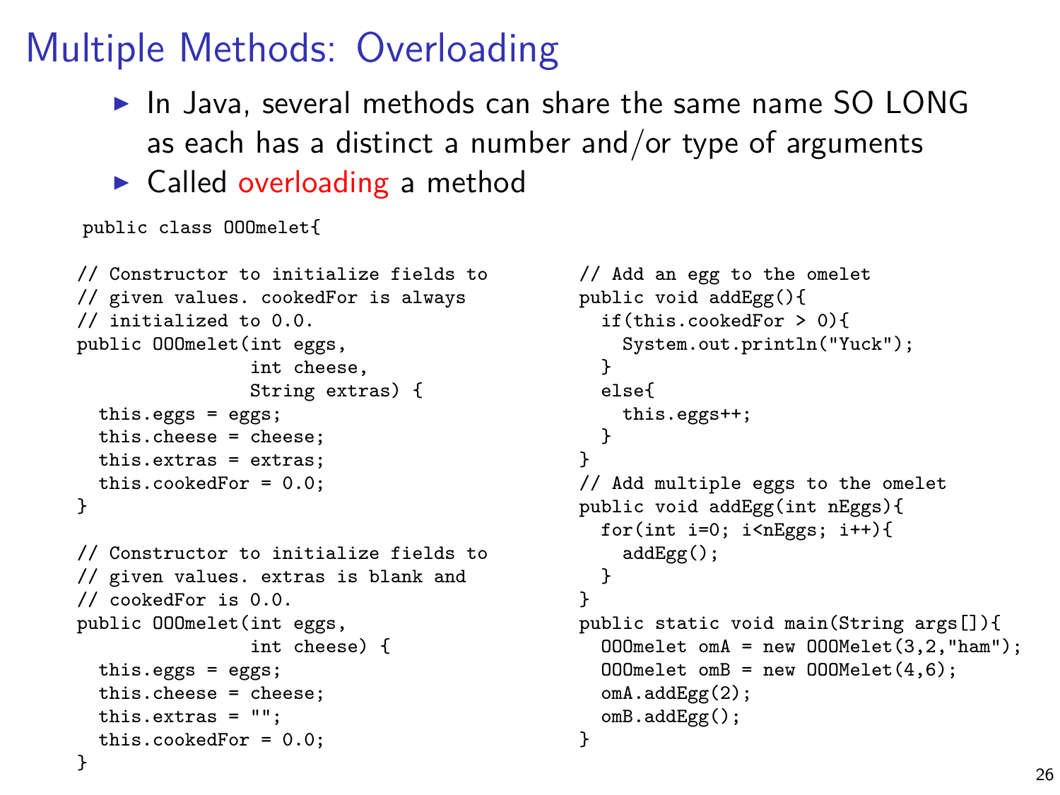# Multiple Methods: Overloading

- In Java, several methods can share the same name SO LONG as each has a distinct a number and/or type of arguments
- Called overloading a method

```
public class OOOmelet{

// Constructor to initialize fields to
// given values. cookedFor is always
// initialized to 0.0.
public OOOmelet(int eggs,
                int cheese,
                String extras) {
  this.eggs = eggs;
  this.cheese = cheese;
  this.extras = extras;
  this.cookedFor = 0.0;
}

// Constructor to initialize fields to
// given values. extras is blank and
// cookedFor is 0.0.
public OOOmelet(int eggs,
                int cheese) {
  this.eggs = eggs;
  this.cheese = cheese;
  this.extras = "";
  this.cookedFor = 0.0;
}

// Add an egg to the omelet
public void addEgg(){
  if(this.cookedFor > 0){
    System.out.println("Yuck");
  }
  else{
    this.eggs++;
  }
}
// Add multiple eggs to the omelet
public void addEgg(int nEggs){
  for(int i=0; i<nEggs; i++){
    addEgg();
  }
}
public static void main(String args[]){
  OOOmelet omA = new OOOMelet(3,2,"ham");
  OOOmelet omB = new OOOMelet(4,6);
  omA.addEgg(2);
  omB.addEgg();
}
```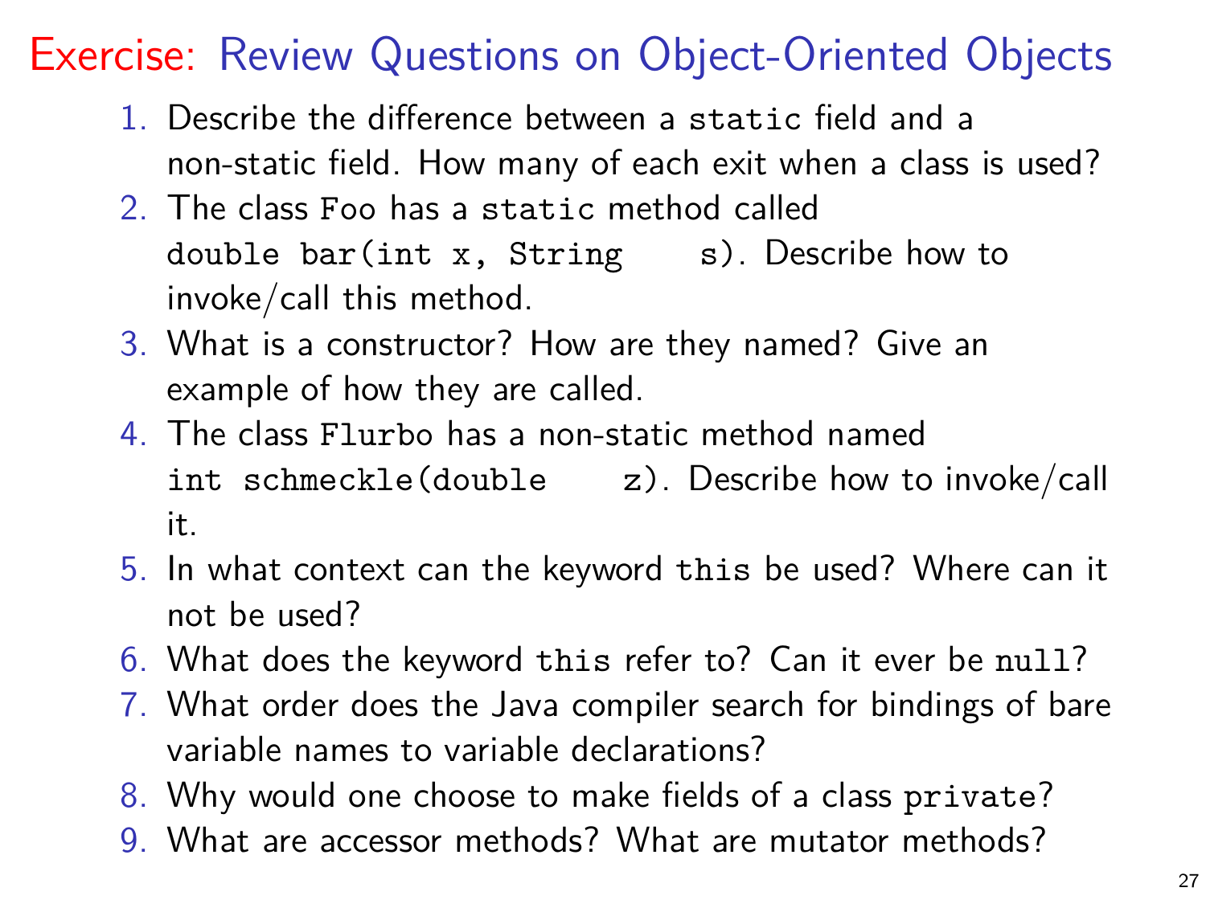# Exercise: Review Questions on Object-Oriented Objects

1. Describe the difference between a `static` field and a non-static field. How many of each exit when a class is used?
2. The class `Foo` has a `static` method called `double bar(int x, String s)`. Describe how to invoke/call this method.
3. What is a constructor? How are they named? Give an example of how they are called.
4. The class `Flurbo` has a non-static method named `int schmeckle(double z)`. Describe how to invoke/call it.
5. In what context can the keyword `this` be used? Where can it not be used?
6. What does the keyword `this` refer to? Can it ever be `null`?
7. What order does the Java compiler search for bindings of bare variable names to variable declarations?
8. Why would one choose to make fields of a class `private`?
9. What are accessor methods? What are mutator methods?